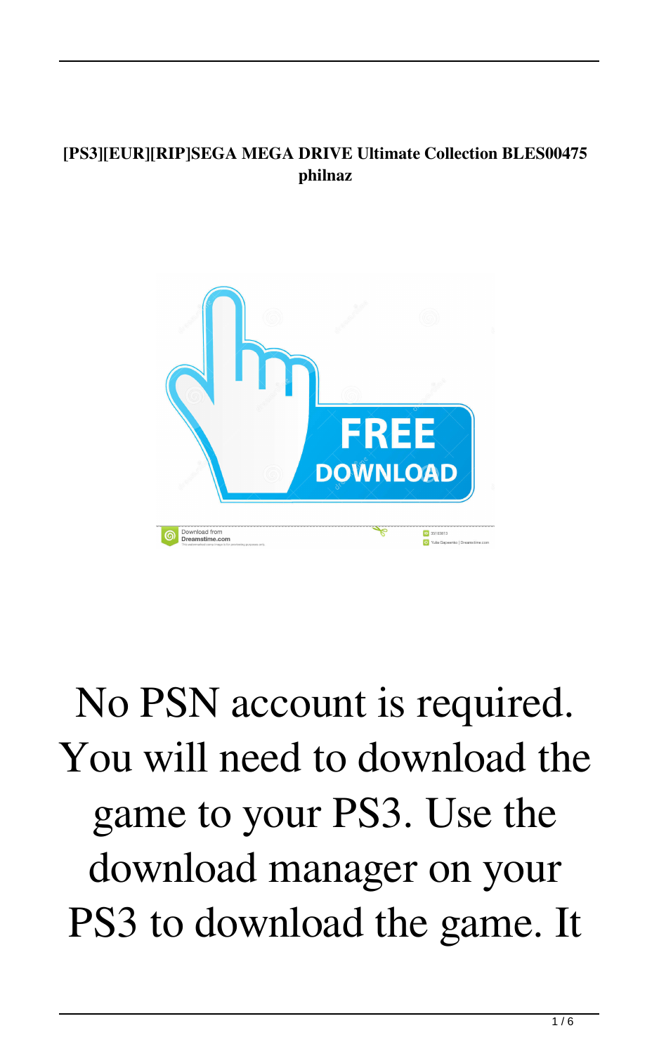**[PS3][EUR][RIP]SEGA MEGA DRIVE Ultimate Collection BLES00475 philnaz**

No PSN account is required. You will need to download the game to your PS3. Use the download manager on your PS3 to download the game. It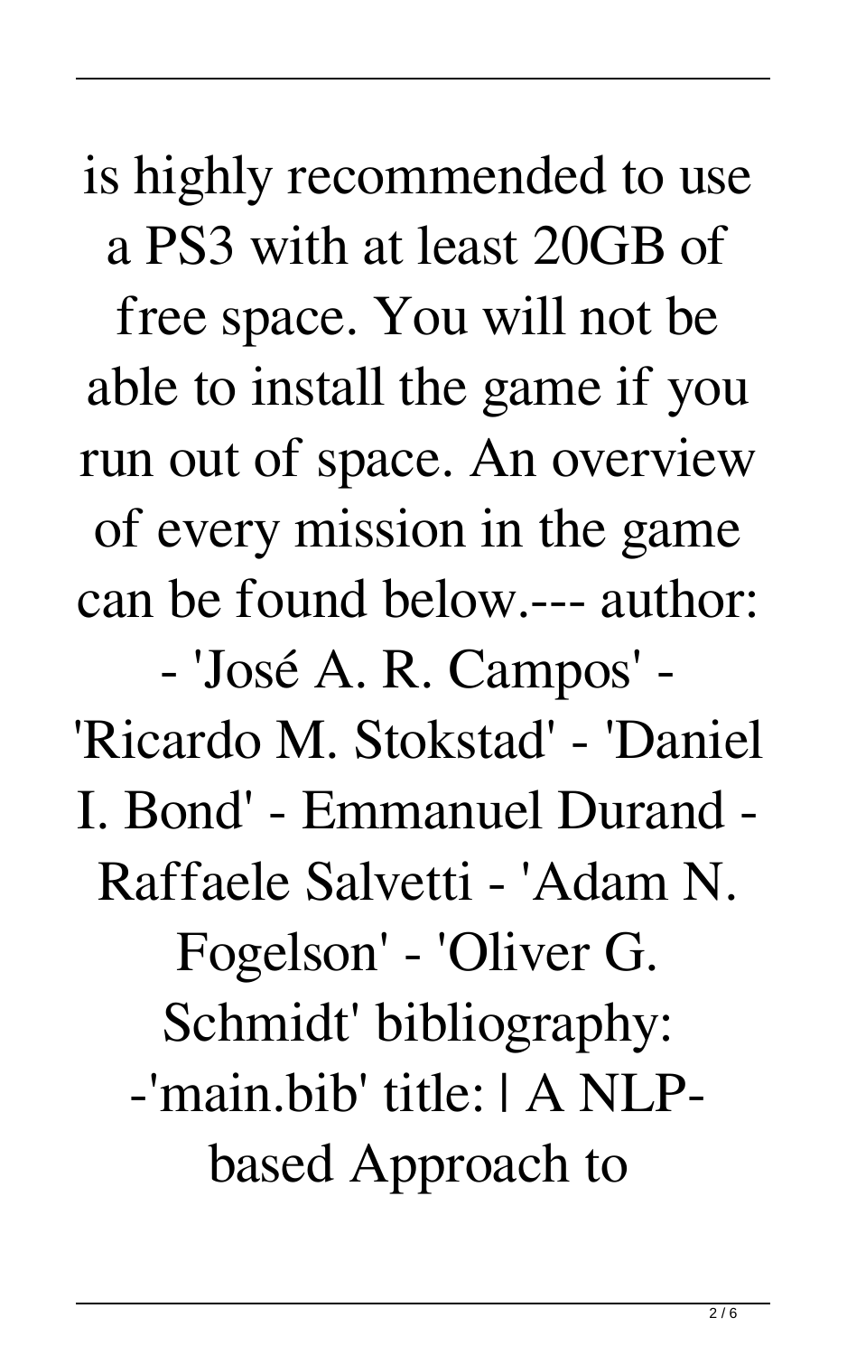is highly recommended to use a PS3 with at least 20GB of free space. You will not be able to install the game if you run out of space. An overview of every mission in the game can be found below.--- author: - 'José A. R. Campos' - 'Ricardo M. Stokstad' - 'Daniel I. Bond' - Emmanuel Durand - Raffaele Salvetti - 'Adam N. Fogelson' - 'Oliver G. Schmidt' bibliography: -'main.bib' title: | A NLP-based Approach to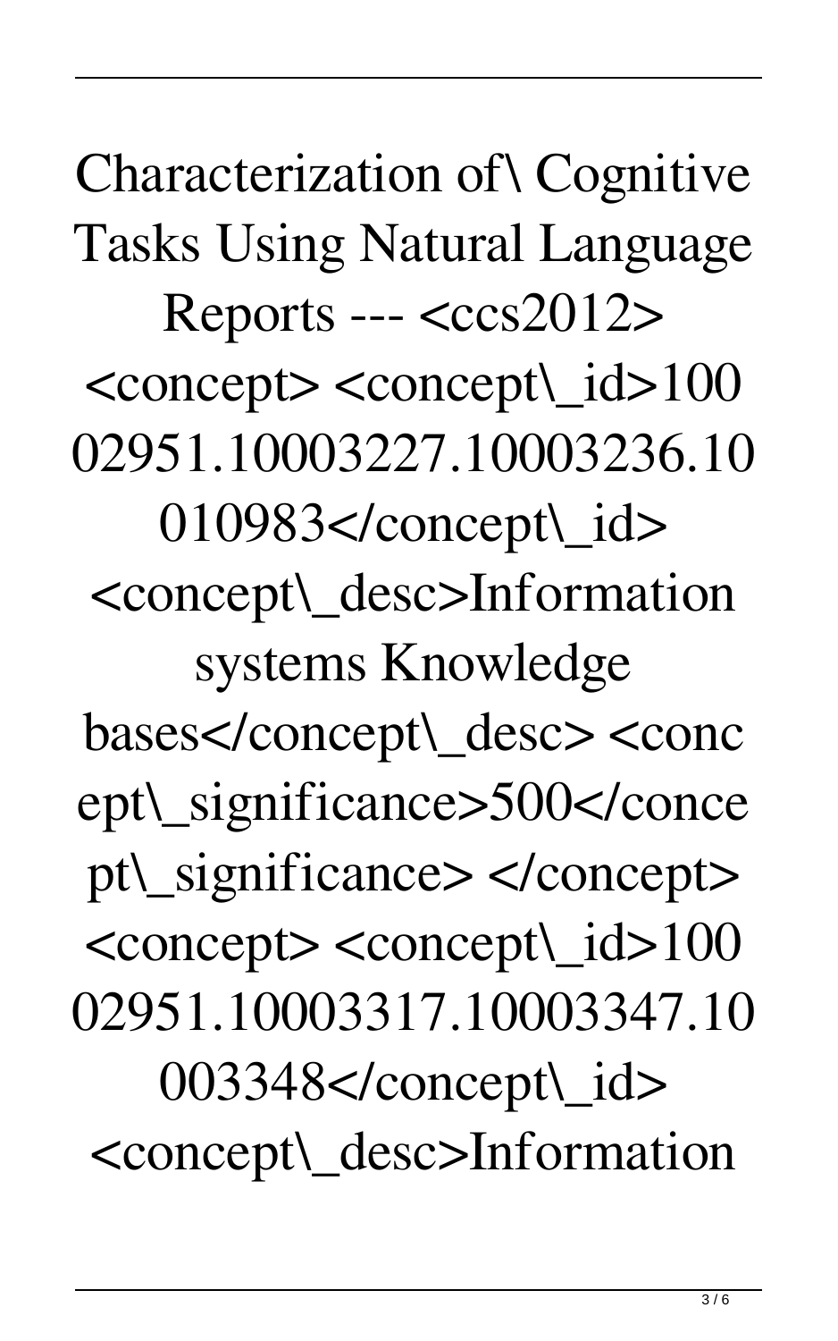Characterization of\ Cognitive Tasks Using Natural Language Reports --- <ccs2012> <concept> <concept\_id>10002951.10003227.10003236.10010983</concept\_id> <concept\_desc>Information systems Knowledge bases</concept\_desc> <concept\_significance>500</concept\_significance> </concept> <concept> <concept\_id>10002951.10003317.10003347.10003348</concept\_id> <concept\_desc>Information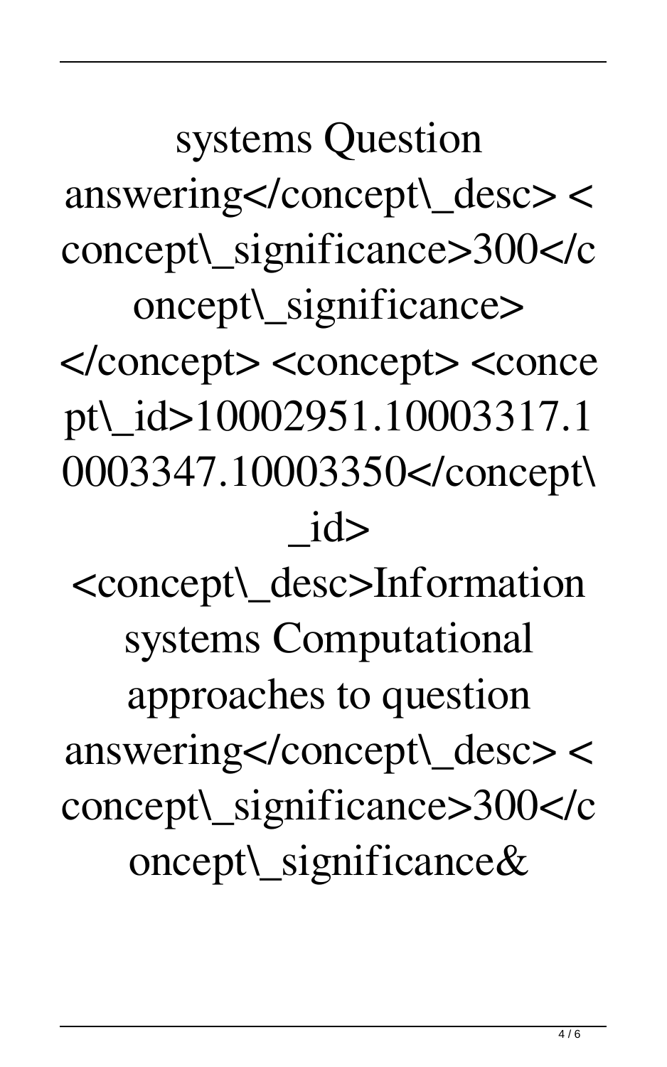systems Question answering</concept\_desc> < concept\_significance>300</concept\_significance> </concept> <concept> <concept\_id>10002951.10003317.10003347.10003350</concept\_id> <concept\_desc>Information systems Computational approaches to question answering</concept\_desc> < concept\_significance>300</concept\_significance&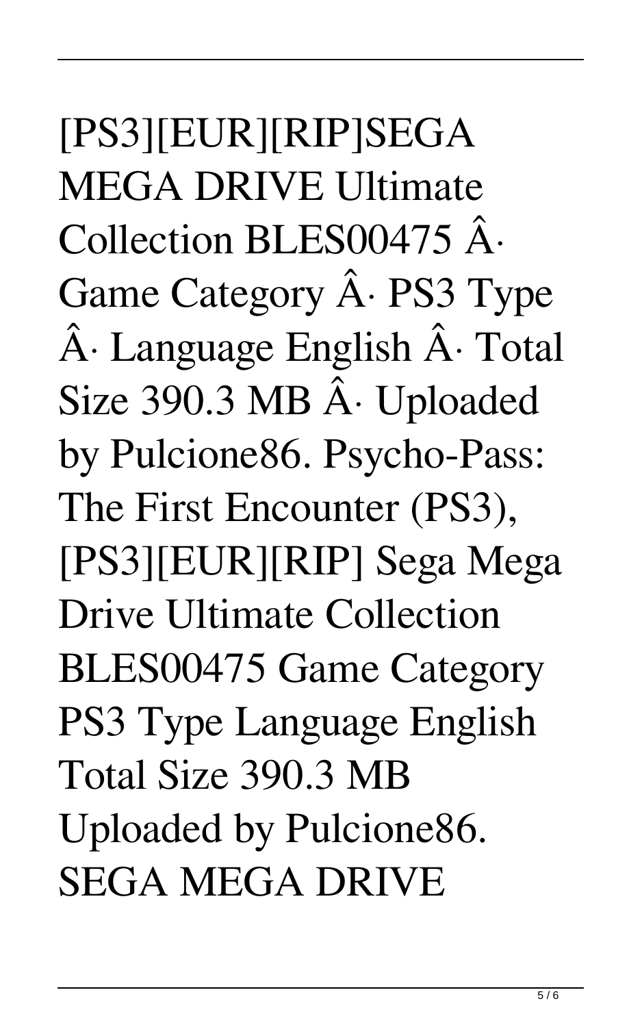[PS3][EUR][RIP]SEGA MEGA DRIVE Ultimate Collection BLES00475 Â· Game Category Â· PS3 Type Â· Language English Â· Total Size 390.3 MB Â· Uploaded by Pulcione86. Psycho-Pass: The First Encounter (PS3), [PS3][EUR][RIP] Sega Mega Drive Ultimate Collection BLES00475 Game Category PS3 Type Language English Total Size 390.3 MB Uploaded by Pulcione86. SEGA MEGA DRIVE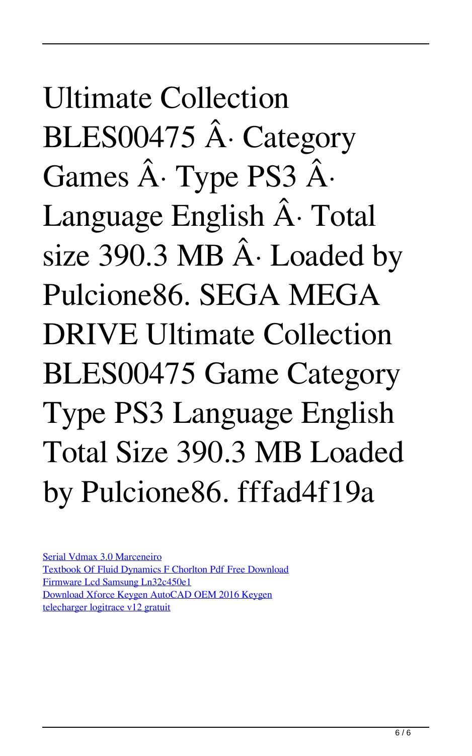Ultimate Collection BLES00475 Â· Category Games Â· Type PS3 Â· Language English Â· Total size 390.3 MB Â· Loaded by Pulcione86. SEGA MEGA DRIVE Ultimate Collection BLES00475 Game Category Type PS3 Language English Total Size 390.3 MB Loaded by Pulcione86. fffad4f19a

Serial Vdmax 3.0 Marceneiro
Textbook Of Fluid Dynamics F Chorlton Pdf Free Download
Firmware Lcd Samsung Ln32c450e1
Download Xforce Keygen AutoCAD OEM 2016 Keygen
telecharger logitrace v12 gratuit